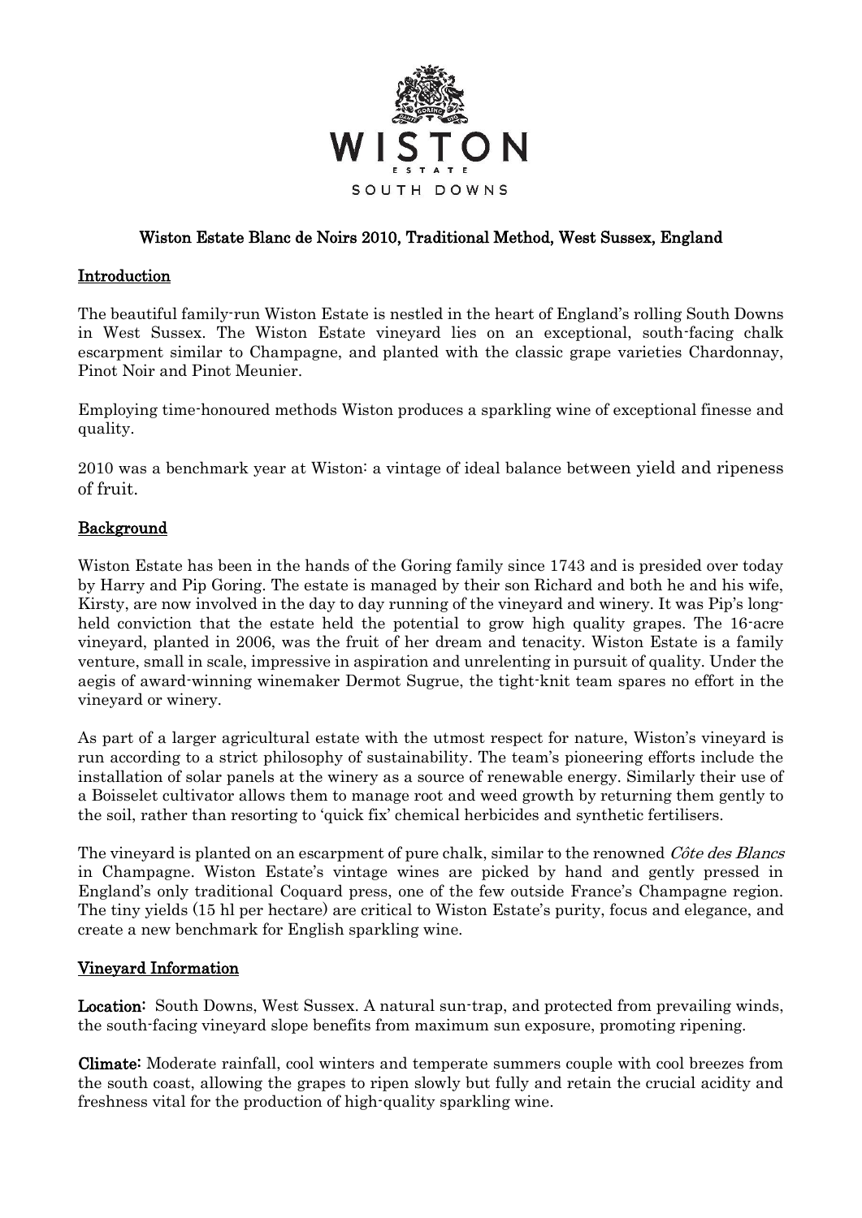WISTON

ESTATE

SOUTH DOWNS

# Wiston Estate Blanc de Noirs 2010, Traditional Method, West Sussex, England

## Introduction

The beautiful family-run Wiston Estate is nestled in the heart of England's rolling South Downs in West Sussex. The Wiston Estate vineyard lies on an exceptional, south-facing chalk escarpment similar to Champagne, and planted with the classic grape varieties Chardonnay, Pinot Noir and Pinot Meunier.

Employing time-honoured methods Wiston produces a sparkling wine of exceptional finesse and quality.

2010 was a benchmark year at Wiston: a vintage of ideal balance between yield and ripeness of fruit.

## Background

Wiston Estate has been in the hands of the Goring family since 1743 and is presided over today by Harry and Pip Goring. The estate is managed by their son Richard and both he and his wife, Kirsty, are now involved in the day to day running of the vineyard and winery. It was Pip's long-held conviction that the estate held the potential to grow high quality grapes. The 16-acre vineyard, planted in 2006, was the fruit of her dream and tenacity. Wiston Estate is a family venture, small in scale, impressive in aspiration and unrelenting in pursuit of quality. Under the aegis of award-winning winemaker Dermot Sugrue, the tight-knit team spares no effort in the vineyard or winery.

As part of a larger agricultural estate with the utmost respect for nature, Wiston's vineyard is run according to a strict philosophy of sustainability. The team's pioneering efforts include the installation of solar panels at the winery as a source of renewable energy. Similarly their use of a Boisselet cultivator allows them to manage root and weed growth by returning them gently to the soil, rather than resorting to 'quick fix' chemical herbicides and synthetic fertilisers.

The vineyard is planted on an escarpment of pure chalk, similar to the renowned *Côte des Blancs* in Champagne. Wiston Estate's vintage wines are picked by hand and gently pressed in England's only traditional Coquard press, one of the few outside France's Champagne region. The tiny yields (15 hl per hectare) are critical to Wiston Estate's purity, focus and elegance, and create a new benchmark for English sparkling wine.

## Vineyard Information

**Location:** South Downs, West Sussex. A natural sun-trap, and protected from prevailing winds, the south-facing vineyard slope benefits from maximum sun exposure, promoting ripening.

**Climate:** Moderate rainfall, cool winters and temperate summers couple with cool breezes from the south coast, allowing the grapes to ripen slowly but fully and retain the crucial acidity and freshness vital for the production of high-quality sparkling wine.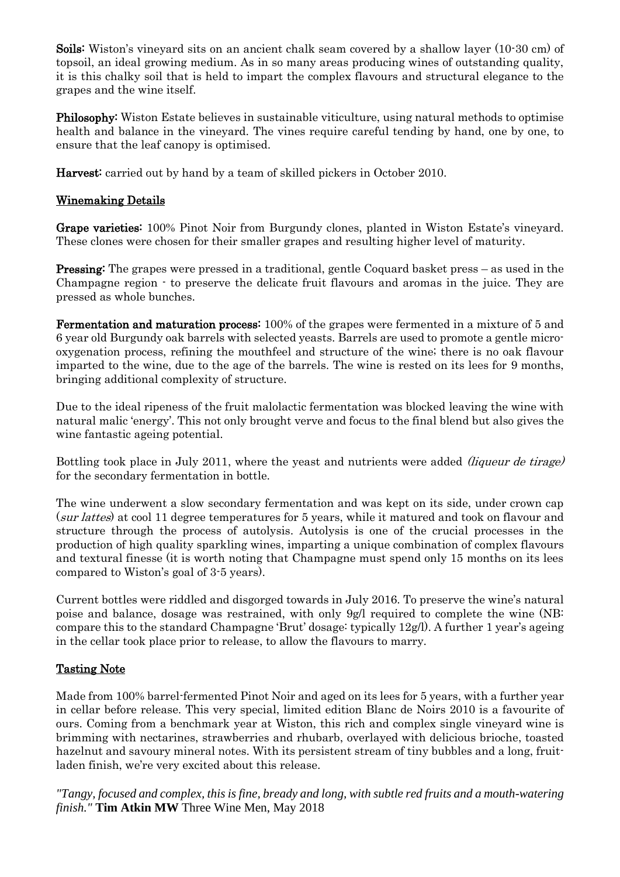**Soils:** Wiston's vineyard sits on an ancient chalk seam covered by a shallow layer (10-30 cm) of topsoil, an ideal growing medium. As in so many areas producing wines of outstanding quality, it is this chalky soil that is held to impart the complex flavours and structural elegance to the grapes and the wine itself.

**Philosophy:** Wiston Estate believes in sustainable viticulture, using natural methods to optimise health and balance in the vineyard. The vines require careful tending by hand, one by one, to ensure that the leaf canopy is optimised.

**Harvest:** carried out by hand by a team of skilled pickers in October 2010.

## Winemaking Details

**Grape varieties:** 100% Pinot Noir from Burgundy clones, planted in Wiston Estate's vineyard. These clones were chosen for their smaller grapes and resulting higher level of maturity.

**Pressing:** The grapes were pressed in a traditional, gentle Coquard basket press – as used in the Champagne region - to preserve the delicate fruit flavours and aromas in the juice. They are pressed as whole bunches.

**Fermentation and maturation process:** 100% of the grapes were fermented in a mixture of 5 and 6 year old Burgundy oak barrels with selected yeasts. Barrels are used to promote a gentle micro-oxygenation process, refining the mouthfeel and structure of the wine; there is no oak flavour imparted to the wine, due to the age of the barrels. The wine is rested on its lees for 9 months, bringing additional complexity of structure.

Due to the ideal ripeness of the fruit malolactic fermentation was blocked leaving the wine with natural malic 'energy'. This not only brought verve and focus to the final blend but also gives the wine fantastic ageing potential.

Bottling took place in July 2011, where the yeast and nutrients were added *(liqueur de tirage)* for the secondary fermentation in bottle.

The wine underwent a slow secondary fermentation and was kept on its side, under crown cap (*sur lattes*) at cool 11 degree temperatures for 5 years, while it matured and took on flavour and structure through the process of autolysis. Autolysis is one of the crucial processes in the production of high quality sparkling wines, imparting a unique combination of complex flavours and textural finesse (it is worth noting that Champagne must spend only 15 months on its lees compared to Wiston's goal of 3-5 years).

Current bottles were riddled and disgorged towards in July 2016. To preserve the wine's natural poise and balance, dosage was restrained, with only 9g/l required to complete the wine (NB: compare this to the standard Champagne 'Brut' dosage: typically 12g/l). A further 1 year's ageing in the cellar took place prior to release, to allow the flavours to marry.

## Tasting Note

Made from 100% barrel-fermented Pinot Noir and aged on its lees for 5 years, with a further year in cellar before release. This very special, limited edition Blanc de Noirs 2010 is a favourite of ours. Coming from a benchmark year at Wiston, this rich and complex single vineyard wine is brimming with nectarines, strawberries and rhubarb, overlayed with delicious brioche, toasted hazelnut and savoury mineral notes. With its persistent stream of tiny bubbles and a long, fruit-laden finish, we're very excited about this release.

*"Tangy, focused and complex, this is fine, bready and long, with subtle red fruits and a mouth-watering finish."* **Tim Atkin MW** Three Wine Men, May 2018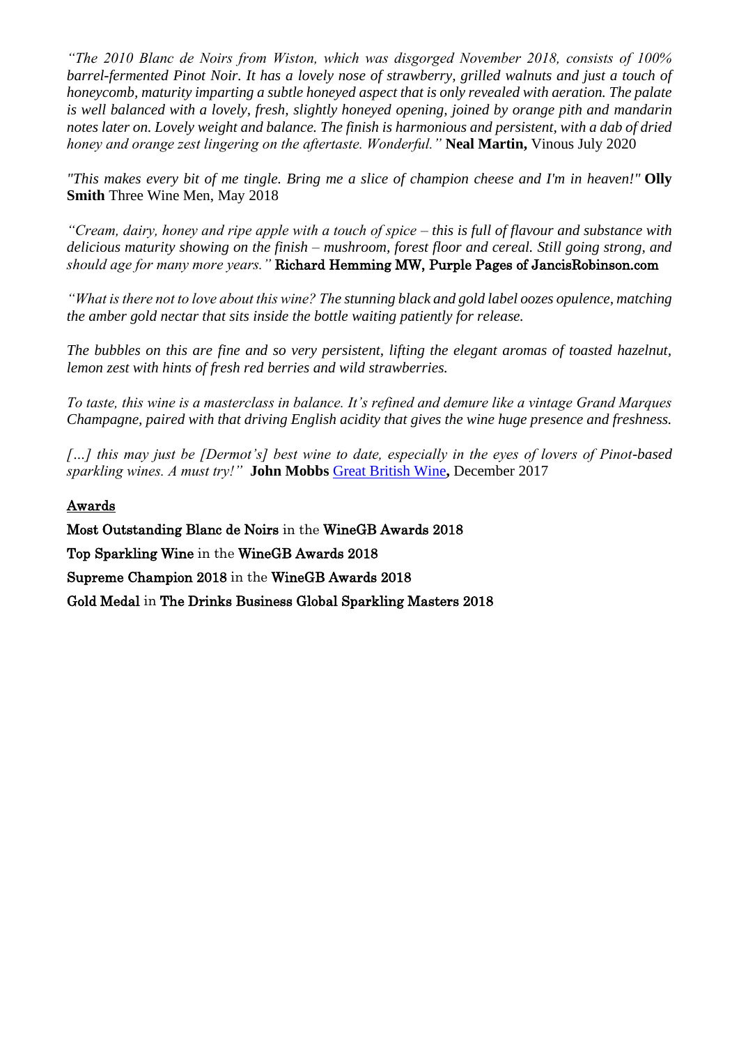*"The 2010 Blanc de Noirs from Wiston, which was disgorged November 2018, consists of 100% barrel-fermented Pinot Noir. It has a lovely nose of strawberry, grilled walnuts and just a touch of honeycomb, maturity imparting a subtle honeyed aspect that is only revealed with aeration. The palate is well balanced with a lovely, fresh, slightly honeyed opening, joined by orange pith and mandarin notes later on. Lovely weight and balance. The finish is harmonious and persistent, with a dab of dried honey and orange zest lingering on the aftertaste. Wonderful."* **Neal Martin,** Vinous July 2020

*"This makes every bit of me tingle. Bring me a slice of champion cheese and I'm in heaven!"* **Olly Smith** Three Wine Men, May 2018

*"Cream, dairy, honey and ripe apple with a touch of spice – this is full of flavour and substance with delicious maturity showing on the finish – mushroom, forest floor and cereal. Still going strong, and should age for many more years."* **Richard Hemming MW, Purple Pages of JancisRobinson.com**

*"What is there not to love about this wine? The stunning black and gold label oozes opulence, matching the amber gold nectar that sits inside the bottle waiting patiently for release.*

*The bubbles on this are fine and so very persistent, lifting the elegant aromas of toasted hazelnut, lemon zest with hints of fresh red berries and wild strawberries.*

*To taste, this wine is a masterclass in balance. It's refined and demure like a vintage Grand Marques Champagne, paired with that driving English acidity that gives the wine huge presence and freshness.*

*[…] this may just be [Dermot's] best wine to date, especially in the eyes of lovers of Pinot-based sparkling wines. A must try!"* **John Mobbs** Great British Wine**,** December 2017

**Awards**

**Most Outstanding Blanc de Noirs** in the **WineGB Awards 2018**

**Top Sparkling Wine** in the **WineGB Awards 2018**

**Supreme Champion 2018** in the **WineGB Awards 2018**

**Gold Medal** in **The Drinks Business Global Sparkling Masters 2018**